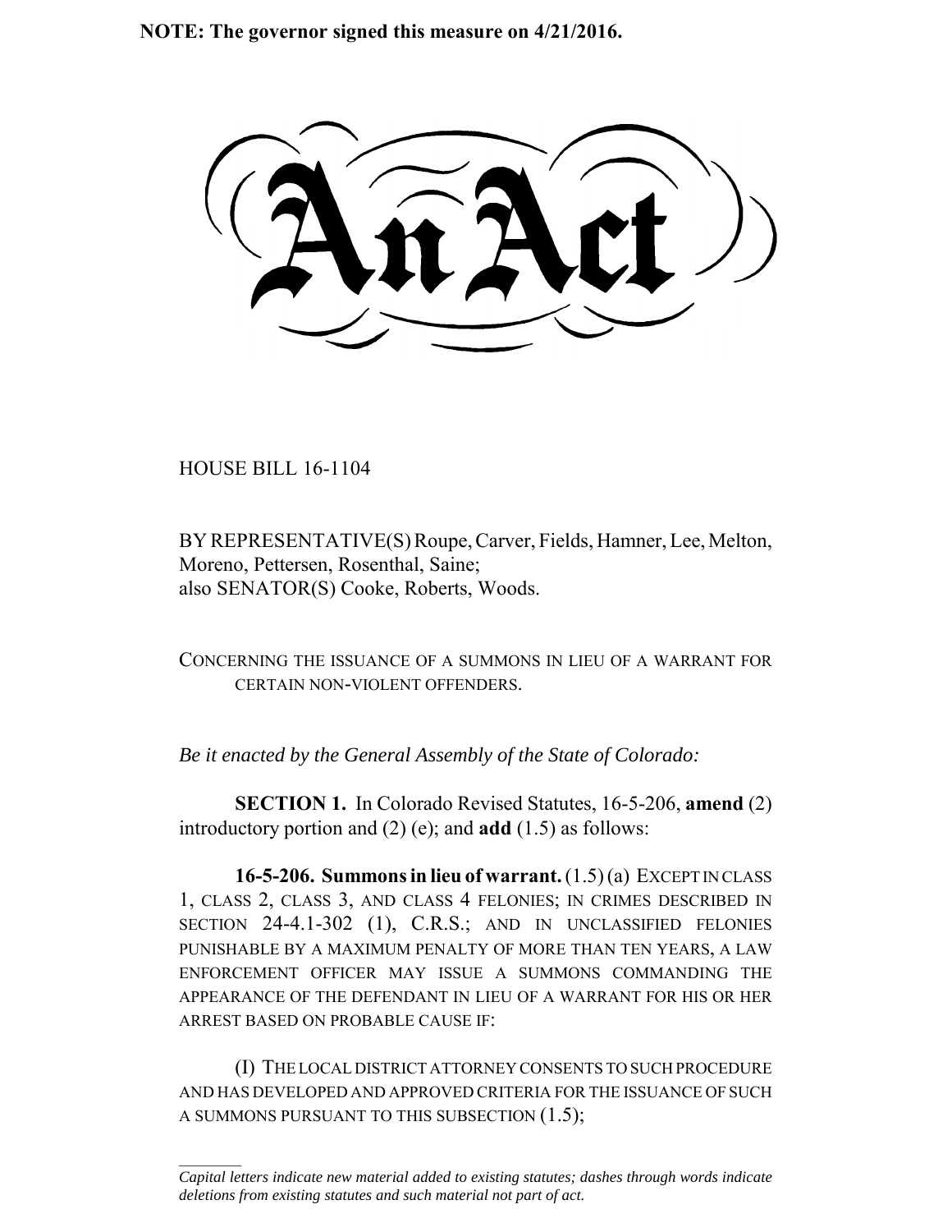**NOTE: The governor signed this measure on 4/21/2016.**

# An Act

HOUSE BILL 16-1104

BY REPRESENTATIVE(S) Roupe, Carver, Fields, Hamner, Lee, Melton, Moreno, Pettersen, Rosenthal, Saine;
also SENATOR(S) Cooke, Roberts, Woods.

CONCERNING THE ISSUANCE OF A SUMMONS IN LIEU OF A WARRANT FOR CERTAIN NON-VIOLENT OFFENDERS.

*Be it enacted by the General Assembly of the State of Colorado:*

**SECTION 1.** In Colorado Revised Statutes, 16-5-206, **amend** (2) introductory portion and (2) (e); and **add** (1.5) as follows:

**16-5-206. Summons in lieu of warrant.** (1.5) (a) EXCEPT IN CLASS 1, CLASS 2, CLASS 3, AND CLASS 4 FELONIES; IN CRIMES DESCRIBED IN SECTION 24-4.1-302 (1), C.R.S.; AND IN UNCLASSIFIED FELONIES PUNISHABLE BY A MAXIMUM PENALTY OF MORE THAN TEN YEARS, A LAW ENFORCEMENT OFFICER MAY ISSUE A SUMMONS COMMANDING THE APPEARANCE OF THE DEFENDANT IN LIEU OF A WARRANT FOR HIS OR HER ARREST BASED ON PROBABLE CAUSE IF:

(I) THE LOCAL DISTRICT ATTORNEY CONSENTS TO SUCH PROCEDURE AND HAS DEVELOPED AND APPROVED CRITERIA FOR THE ISSUANCE OF SUCH A SUMMONS PURSUANT TO THIS SUBSECTION (1.5);

---

*Capital letters indicate new material added to existing statutes; dashes through words indicate deletions from existing statutes and such material not part of act.*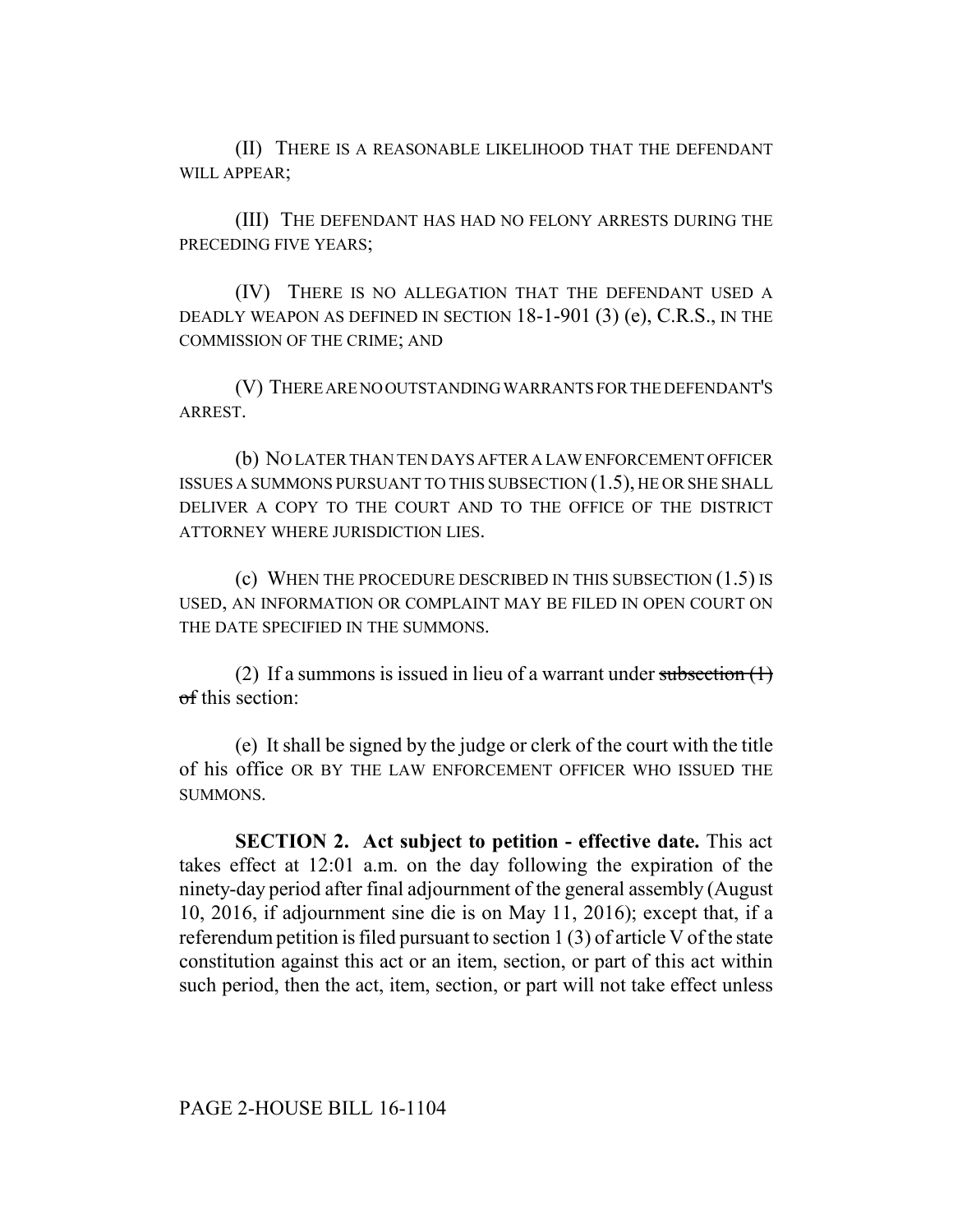(II) THERE IS A REASONABLE LIKELIHOOD THAT THE DEFENDANT WILL APPEAR;

(III) THE DEFENDANT HAS HAD NO FELONY ARRESTS DURING THE PRECEDING FIVE YEARS;

(IV) THERE IS NO ALLEGATION THAT THE DEFENDANT USED A DEADLY WEAPON AS DEFINED IN SECTION 18-1-901 (3) (e), C.R.S., IN THE COMMISSION OF THE CRIME; AND

(V) THERE ARE NO OUTSTANDING WARRANTS FOR THE DEFENDANT'S ARREST.

(b) NO LATER THAN TEN DAYS AFTER A LAW ENFORCEMENT OFFICER ISSUES A SUMMONS PURSUANT TO THIS SUBSECTION (1.5), HE OR SHE SHALL DELIVER A COPY TO THE COURT AND TO THE OFFICE OF THE DISTRICT ATTORNEY WHERE JURISDICTION LIES.

(c) WHEN THE PROCEDURE DESCRIBED IN THIS SUBSECTION (1.5) IS USED, AN INFORMATION OR COMPLAINT MAY BE FILED IN OPEN COURT ON THE DATE SPECIFIED IN THE SUMMONS.

(2) If a summons is issued in lieu of a warrant under ~~subsection (1) of~~ this section:

(e) It shall be signed by the judge or clerk of the court with the title of his office OR BY THE LAW ENFORCEMENT OFFICER WHO ISSUED THE SUMMONS.

**SECTION 2. Act subject to petition - effective date.** This act takes effect at 12:01 a.m. on the day following the expiration of the ninety-day period after final adjournment of the general assembly (August 10, 2016, if adjournment sine die is on May 11, 2016); except that, if a referendum petition is filed pursuant to section 1 (3) of article V of the state constitution against this act or an item, section, or part of this act within such period, then the act, item, section, or part will not take effect unless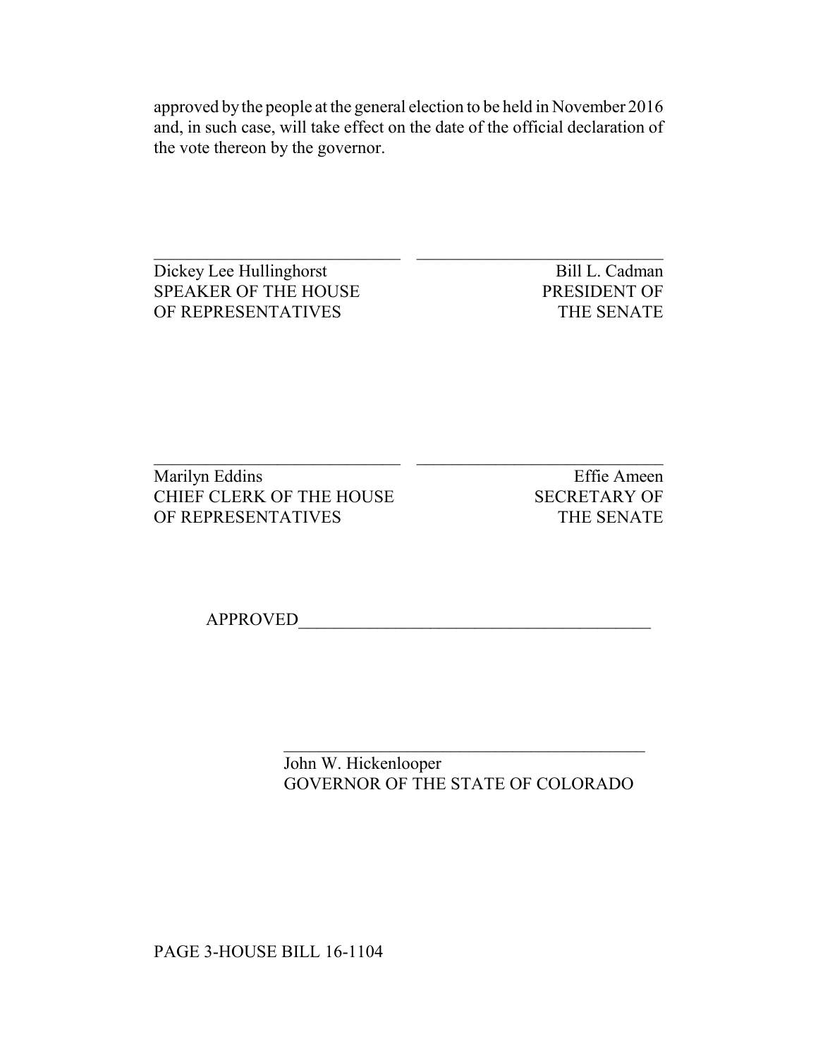approved by the people at the general election to be held in November 2016 and, in such case, will take effect on the date of the official declaration of the vote thereon by the governor.

____________________________ ____________________________
Dickey Lee Hullinghorst
SPEAKER OF THE HOUSE
OF REPRESENTATIVES

Bill L. Cadman
PRESIDENT OF
THE SENATE

____________________________ ____________________________
Marilyn Eddins
CHIEF CLERK OF THE HOUSE
OF REPRESENTATIVES

Effie Ameen
SECRETARY OF
THE SENATE

APPROVED________________________________________

_________________________________________
John W. Hickenlooper
GOVERNOR OF THE STATE OF COLORADO

PAGE 3-HOUSE BILL 16-1104